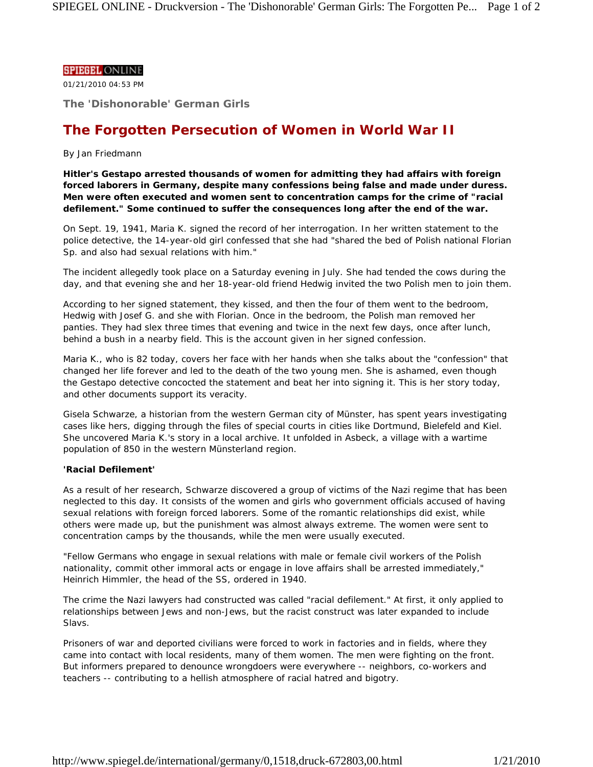SPIEGEL ONLINE

01/21/2010 04:53 PM

**The 'Dishonorable' German Girls**

# The Forgotten Persecution of Women in World War II

By Jan Friedmann

**Hitler's Gestapo arrested thousands of women for admitting they had affairs with foreign forced laborers in Germany, despite many confessions being false and made under duress. Men were often executed and women sent to concentration camps for the crime of "racial defilement." Some continued to suffer the consequences long after the end of the war.**

On Sept. 19, 1941, Maria K. signed the record of her interrogation. In her written statement to the police detective, the 14-year-old girl confessed that she had "shared the bed of Polish national Florian Sp. and also had sexual relations with him."

The incident allegedly took place on a Saturday evening in July. She had tended the cows during the day, and that evening she and her 18-year-old friend Hedwig invited the two Polish men to join them.

According to her signed statement, they kissed, and then the four of them went to the bedroom, Hedwig with Josef G. and she with Florian. Once in the bedroom, the Polish man removed her panties. They had slex three times that evening and twice in the next few days, once after lunch, behind a bush in a nearby field. This is the account given in her signed confession.

Maria K., who is 82 today, covers her face with her hands when she talks about the "confession" that changed her life forever and led to the death of the two young men. She is ashamed, even though the Gestapo detective concocted the statement and beat her into signing it. This is her story today, and other documents support its veracity.

Gisela Schwarze, a historian from the western German city of Münster, has spent years investigating cases like hers, digging through the files of special courts in cities like Dortmund, Bielefeld and Kiel. She uncovered Maria K.'s story in a local archive. It unfolded in Asbeck, a village with a wartime population of 850 in the western Münsterland region.

### 'Racial Defilement'

As a result of her research, Schwarze discovered a group of victims of the Nazi regime that has been neglected to this day. It consists of the women and girls who government officials accused of having sexual relations with foreign forced laborers. Some of the romantic relationships did exist, while others were made up, but the punishment was almost always extreme. The women were sent to concentration camps by the thousands, while the men were usually executed.

"Fellow Germans who engage in sexual relations with male or female civil workers of the Polish nationality, commit other immoral acts or engage in love affairs shall be arrested immediately," Heinrich Himmler, the head of the SS, ordered in 1940.

The crime the Nazi lawyers had constructed was called "racial defilement." At first, it only applied to relationships between Jews and non-Jews, but the racist construct was later expanded to include Slavs.

Prisoners of war and deported civilians were forced to work in factories and in fields, where they came into contact with local residents, many of them women. The men were fighting on the front. But informers prepared to denounce wrongdoers were everywhere -- neighbors, co-workers and teachers -- contributing to a hellish atmosphere of racial hatred and bigotry.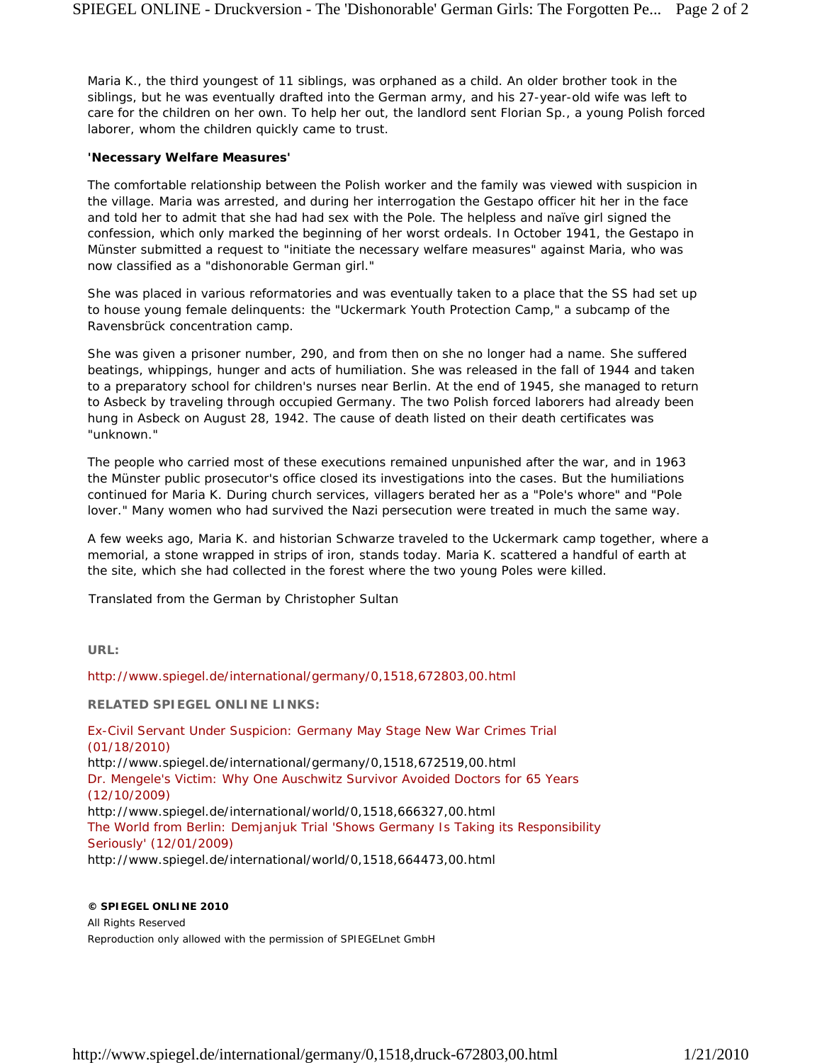Maria K., the third youngest of 11 siblings, was orphaned as a child. An older brother took in the siblings, but he was eventually drafted into the German army, and his 27-year-old wife was left to care for the children on her own. To help her out, the landlord sent Florian Sp., a young Polish forced laborer, whom the children quickly came to trust.

**'Necessary Welfare Measures'**

The comfortable relationship between the Polish worker and the family was viewed with suspicion in the village. Maria was arrested, and during her interrogation the Gestapo officer hit her in the face and told her to admit that she had had sex with the Pole. The helpless and naïve girl signed the confession, which only marked the beginning of her worst ordeals. In October 1941, the Gestapo in Münster submitted a request to "initiate the necessary welfare measures" against Maria, who was now classified as a "dishonorable German girl."

She was placed in various reformatories and was eventually taken to a place that the SS had set up to house young female delinquents: the "Uckermark Youth Protection Camp," a subcamp of the Ravensbrück concentration camp.

She was given a prisoner number, 290, and from then on she no longer had a name. She suffered beatings, whippings, hunger and acts of humiliation. She was released in the fall of 1944 and taken to a preparatory school for children's nurses near Berlin. At the end of 1945, she managed to return to Asbeck by traveling through occupied Germany. The two Polish forced laborers had already been hung in Asbeck on August 28, 1942. The cause of death listed on their death certificates was "unknown."

The people who carried most of these executions remained unpunished after the war, and in 1963 the Münster public prosecutor's office closed its investigations into the cases. But the humiliations continued for Maria K. During church services, villagers berated her as a "Pole's whore" and "Pole lover." Many women who had survived the Nazi persecution were treated in much the same way.

A few weeks ago, Maria K. and historian Schwarze traveled to the Uckermark camp together, where a memorial, a stone wrapped in strips of iron, stands today. Maria K. scattered a handful of earth at the site, which she had collected in the forest where the two young Poles were killed.

Translated from the German by Christopher Sultan

**URL:**

http://www.spiegel.de/international/germany/0,1518,672803,00.html

**RELATED SPIEGEL ONLINE LINKS:**

Ex-Civil Servant Under Suspicion: Germany May Stage New War Crimes Trial (01/18/2010)
http://www.spiegel.de/international/germany/0,1518,672519,00.html
Dr. Mengele's Victim: Why One Auschwitz Survivor Avoided Doctors for 65 Years (12/10/2009)
http://www.spiegel.de/international/world/0,1518,666327,00.html
The World from Berlin: Demjanjuk Trial 'Shows Germany Is Taking its Responsibility Seriously' (12/01/2009)
http://www.spiegel.de/international/world/0,1518,664473,00.html

**© SPIEGEL ONLINE 2010**
All Rights Reserved
Reproduction only allowed with the permission of SPIEGELnet GmbH